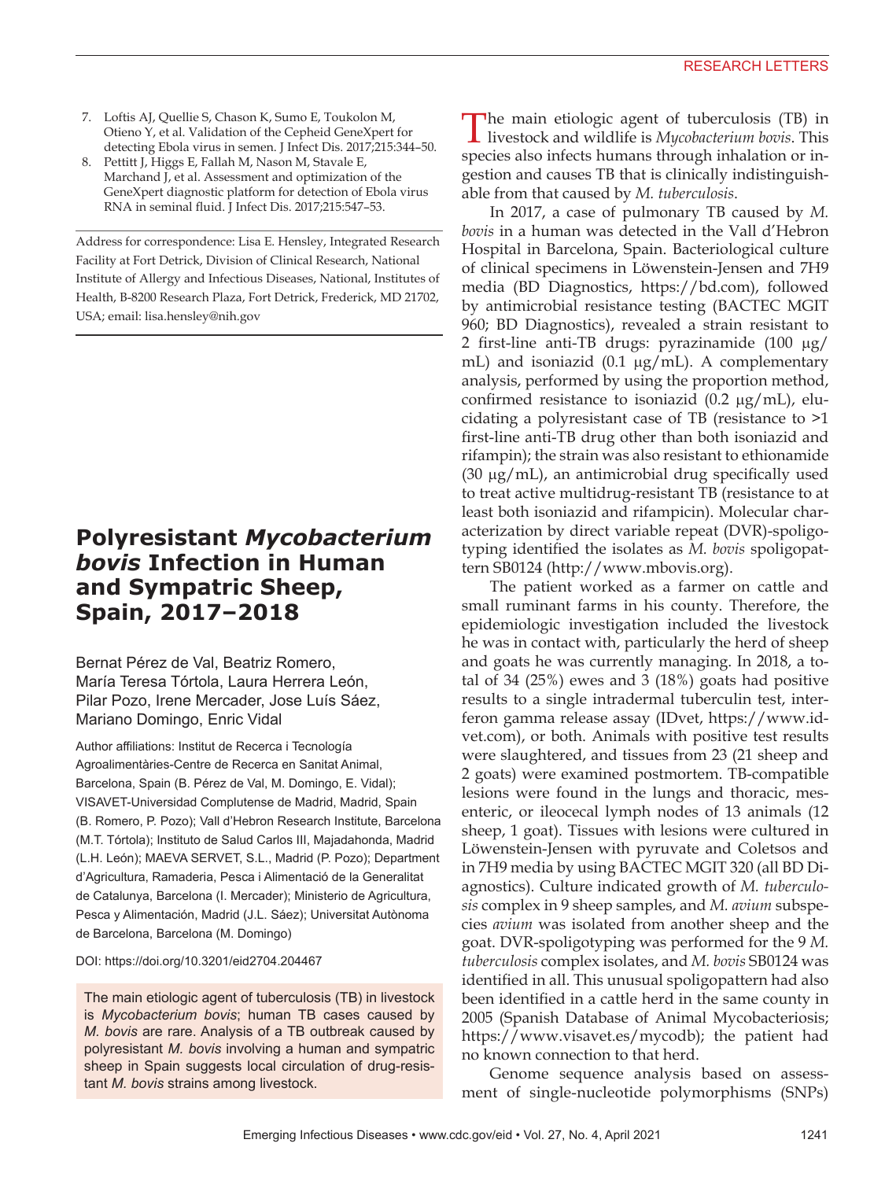7. Loftis AJ, Quellie S, Chason K, Sumo E, Toukolon M, Otieno Y, et al. Validation of the Cepheid GeneXpert for detecting Ebola virus in semen. J Infect Dis. 2017;215:344–50.
8. Pettitt J, Higgs E, Fallah M, Nason M, Stavale E, Marchand J, et al. Assessment and optimization of the GeneXpert diagnostic platform for detection of Ebola virus RNA in seminal fluid. J Infect Dis. 2017;215:547–53.

Address for correspondence: Lisa E. Hensley, Integrated Research Facility at Fort Detrick, Division of Clinical Research, National Institute of Allergy and Infectious Diseases, National, Institutes of Health, B-8200 Research Plaza, Fort Detrick, Frederick, MD 21702, USA; email: lisa.hensley@nih.gov

# Polyresistant *Mycobacterium bovis* Infection in Human and Sympatric Sheep, Spain, 2017–2018

Bernat Pérez de Val, Beatriz Romero, María Teresa Tórtola, Laura Herrera León, Pilar Pozo, Irene Mercader, Jose Luís Sáez, Mariano Domingo, Enric Vidal

Author affiliations: Institut de Recerca i Tecnología Agroalimentàries-Centre de Recerca en Sanitat Animal, Barcelona, Spain (B. Pérez de Val, M. Domingo, E. Vidal); VISAVET-Universidad Complutense de Madrid, Madrid, Spain (B. Romero, P. Pozo); Vall d'Hebron Research Institute, Barcelona (M.T. Tórtola); Instituto de Salud Carlos III, Majadahonda, Madrid (L.H. León); MAEVA SERVET, S.L., Madrid (P. Pozo); Department d'Agricultura, Ramaderia, Pesca i Alimentació de la Generalitat de Catalunya, Barcelona (I. Mercader); Ministerio de Agricultura, Pesca y Alimentación, Madrid (J.L. Sáez); Universitat Autònoma de Barcelona, Barcelona (M. Domingo)

DOI: https://doi.org/10.3201/eid2704.204467

The main etiologic agent of tuberculosis (TB) in livestock is *Mycobacterium bovis*; human TB cases caused by *M. bovis* are rare. Analysis of a TB outbreak caused by polyresistant *M. bovis* involving a human and sympatric sheep in Spain suggests local circulation of drug-resistant *M. bovis* strains among livestock.

The main etiologic agent of tuberculosis (TB) in livestock and wildlife is *Mycobacterium bovis*. This species also infects humans through inhalation or ingestion and causes TB that is clinically indistinguishable from that caused by *M. tuberculosis*.

In 2017, a case of pulmonary TB caused by *M. bovis* in a human was detected in the Vall d'Hebron Hospital in Barcelona, Spain. Bacteriological culture of clinical specimens in Löwenstein-Jensen and 7H9 media (BD Diagnostics, https://bd.com), followed by antimicrobial resistance testing (BACTEC MGIT 960; BD Diagnostics), revealed a strain resistant to 2 first-line anti-TB drugs: pyrazinamide (100 μg/mL) and isoniazid (0.1 μg/mL). A complementary analysis, performed by using the proportion method, confirmed resistance to isoniazid (0.2 μg/mL), elucidating a polyresistant case of TB (resistance to >1 first-line anti-TB drug other than both isoniazid and rifampin); the strain was also resistant to ethionamide (30 μg/mL), an antimicrobial drug specifically used to treat active multidrug-resistant TB (resistance to at least both isoniazid and rifampicin). Molecular characterization by direct variable repeat (DVR)-spoligotyping identified the isolates as *M. bovis* spoligopattern SB0124 (http://www.mbovis.org).

The patient worked as a farmer on cattle and small ruminant farms in his county. Therefore, the epidemiologic investigation included the livestock he was in contact with, particularly the herd of sheep and goats he was currently managing. In 2018, a total of 34 (25%) ewes and 3 (18%) goats had positive results to a single intradermal tuberculin test, interferon gamma release assay (IDvet, https://www.idvet.com), or both. Animals with positive test results were slaughtered, and tissues from 23 (21 sheep and 2 goats) were examined postmortem. TB-compatible lesions were found in the lungs and thoracic, mesenteric, or ileocecal lymph nodes of 13 animals (12 sheep, 1 goat). Tissues with lesions were cultured in Löwenstein-Jensen with pyruvate and Coletsos and in 7H9 media by using BACTEC MGIT 320 (all BD Diagnostics). Culture indicated growth of *M. tuberculosis* complex in 9 sheep samples, and *M. avium* subspecies *avium* was isolated from another sheep and the goat. DVR-spoligotyping was performed for the 9 *M. tuberculosis* complex isolates, and *M. bovis* SB0124 was identified in all. This unusual spoligopattern had also been identified in a cattle herd in the same county in 2005 (Spanish Database of Animal Mycobacteriosis; https://www.visavet.es/mycodb); the patient had no known connection to that herd.

Genome sequence analysis based on assessment of single-nucleotide polymorphisms (SNPs)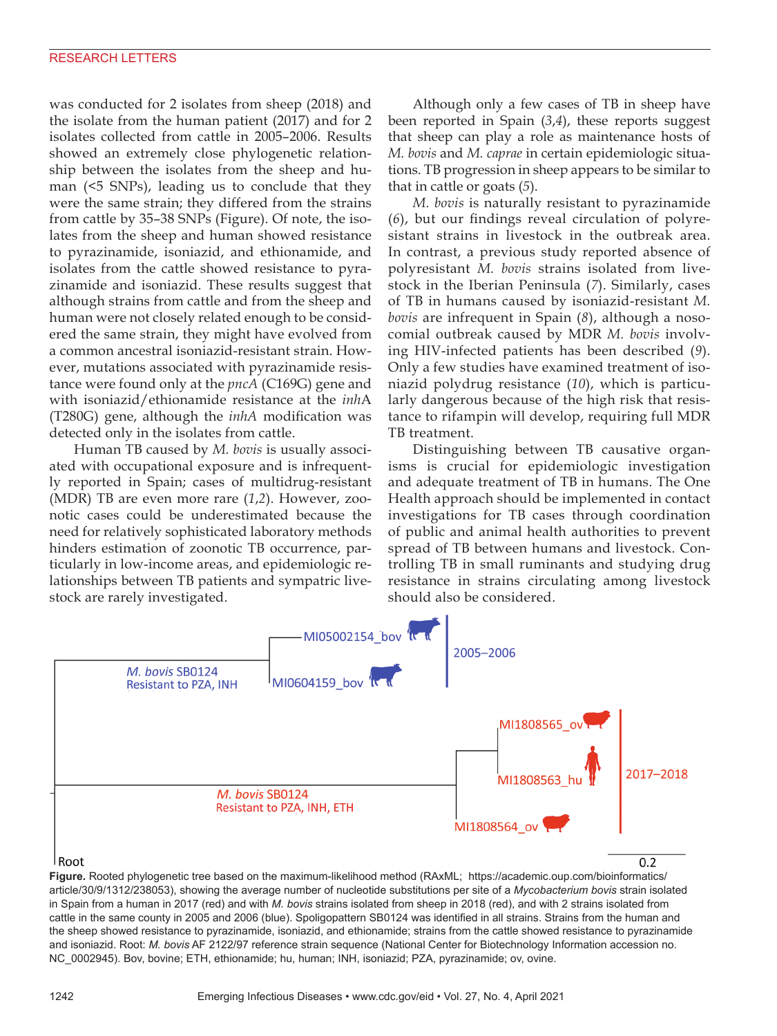was conducted for 2 isolates from sheep (2018) and the isolate from the human patient (2017) and for 2 isolates collected from cattle in 2005–2006. Results showed an extremely close phylogenetic relationship between the isolates from the sheep and human (<5 SNPs), leading us to conclude that they were the same strain; they differed from the strains from cattle by 35–38 SNPs (Figure). Of note, the isolates from the sheep and human showed resistance to pyrazinamide, isoniazid, and ethionamide, and isolates from the cattle showed resistance to pyrazinamide and isoniazid. These results suggest that although strains from cattle and from the sheep and human were not closely related enough to be considered the same strain, they might have evolved from a common ancestral isoniazid-resistant strain. However, mutations associated with pyrazinamide resistance were found only at the *pncA* (C169G) gene and with isoniazid/ethionamide resistance at the *inhA* (T280G) gene, although the *inhA* modification was detected only in the isolates from cattle.

Human TB caused by *M. bovis* is usually associated with occupational exposure and is infrequently reported in Spain; cases of multidrug-resistant (MDR) TB are even more rare (*1*,*2*). However, zoonotic cases could be underestimated because the need for relatively sophisticated laboratory methods hinders estimation of zoonotic TB occurrence, particularly in low-income areas, and epidemiologic relationships between TB patients and sympatric livestock are rarely investigated.

Although only a few cases of TB in sheep have been reported in Spain (*3*,*4*), these reports suggest that sheep can play a role as maintenance hosts of *M. bovis* and *M. caprae* in certain epidemiologic situations. TB progression in sheep appears to be similar to that in cattle or goats (*5*).

*M. bovis* is naturally resistant to pyrazinamide (*6*), but our findings reveal circulation of polyresistant strains in livestock in the outbreak area. In contrast, a previous study reported absence of polyresistant *M. bovis* strains isolated from livestock in the Iberian Peninsula (*7*). Similarly, cases of TB in humans caused by isoniazid-resistant *M. bovis* are infrequent in Spain (*8*), although a nosocomial outbreak caused by MDR *M. bovis* involving HIV-infected patients has been described (*9*). Only a few studies have examined treatment of isoniazid polydrug resistance (*10*), which is particularly dangerous because of the high risk that resistance to rifampin will develop, requiring full MDR TB treatment.

Distinguishing between TB causative organisms is crucial for epidemiologic investigation and adequate treatment of TB in humans. The One Health approach should be implemented in contact investigations for TB cases through coordination of public and animal health authorities to prevent spread of TB between humans and livestock. Controlling TB in small ruminants and studying drug resistance in strains circulating among livestock should also be considered.

**Figure.** Rooted phylogenetic tree based on the maximum-likelihood method (RAxML; https://academic.oup.com/bioinformatics/article/30/9/1312/238053), showing the average number of nucleotide substitutions per site of a *Mycobacterium bovis* strain isolated in Spain from a human in 2017 (red) and with *M. bovis* strains isolated from sheep in 2018 (red), and with 2 strains isolated from cattle in the same county in 2005 and 2006 (blue). Spoligopattern SB0124 was identified in all strains. Strains from the human and the sheep showed resistance to pyrazinamide, isoniazid, and ethionamide; strains from the cattle showed resistance to pyrazinamide and isoniazid. Root: *M. bovis* AF 2122/97 reference strain sequence (National Center for Biotechnology Information accession no. NC_0002945). Bov, bovine; ETH, ethionamide; hu, human; INH, isoniazid; PZA, pyrazinamide; ov, ovine.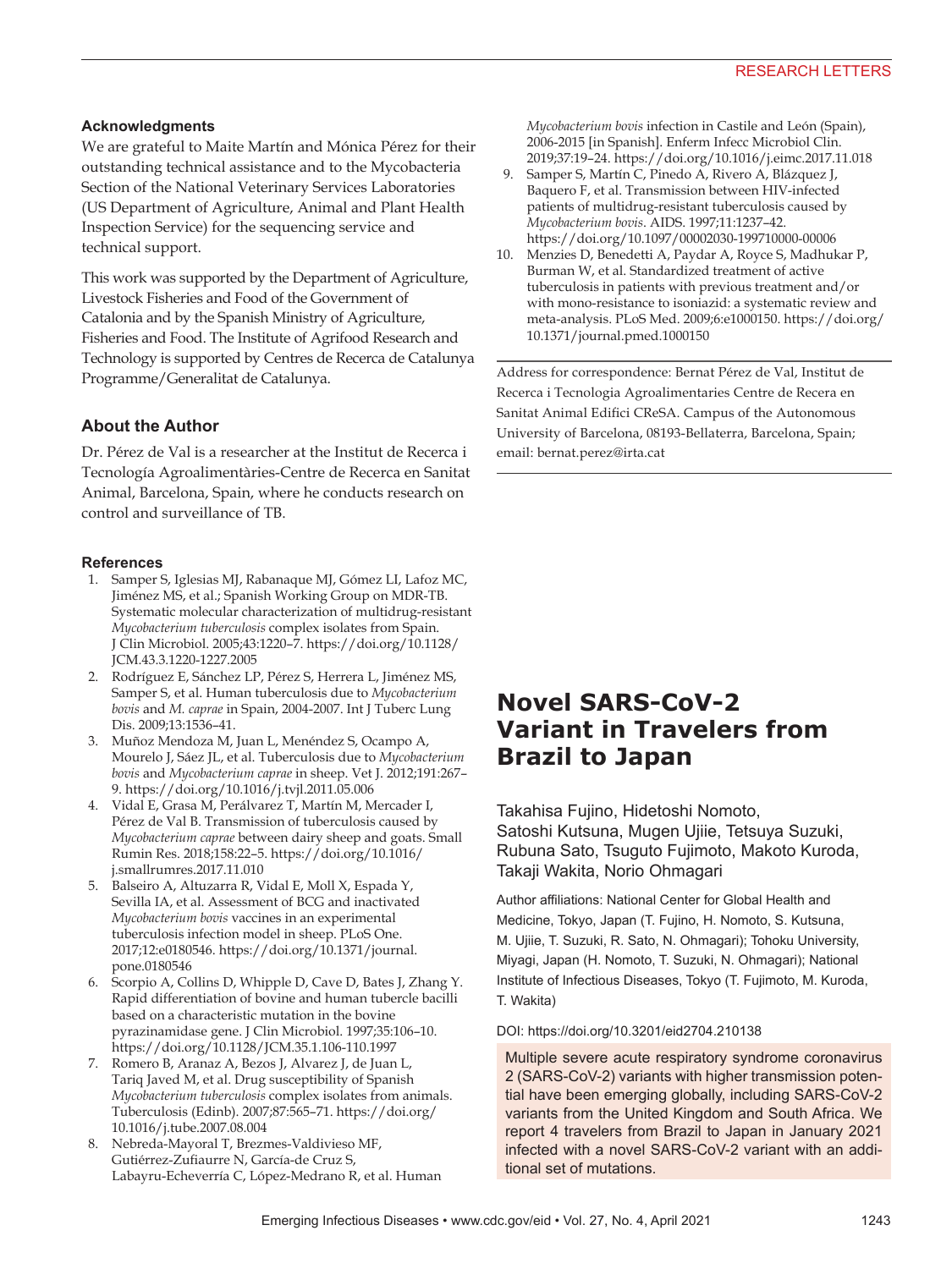## Acknowledgments

We are grateful to Maite Martín and Mónica Pérez for their outstanding technical assistance and to the Mycobacteria Section of the National Veterinary Services Laboratories (US Department of Agriculture, Animal and Plant Health Inspection Service) for the sequencing service and technical support.

This work was supported by the Department of Agriculture, Livestock Fisheries and Food of the Government of Catalonia and by the Spanish Ministry of Agriculture, Fisheries and Food. The Institute of Agrifood Research and Technology is supported by Centres de Recerca de Catalunya Programme/Generalitat de Catalunya.

## About the Author

Dr. Pérez de Val is a researcher at the Institut de Recerca i Tecnología Agroalimentàries-Centre de Recerca en Sanitat Animal, Barcelona, Spain, where he conducts research on control and surveillance of TB.

## References

1. Samper S, Iglesias MJ, Rabanaque MJ, Gómez LI, Lafoz MC, Jiménez MS, et al.; Spanish Working Group on MDR-TB. Systematic molecular characterization of multidrug-resistant *Mycobacterium tuberculosis* complex isolates from Spain. J Clin Microbiol. 2005;43:1220–7. https://doi.org/10.1128/JCM.43.3.1220-1227.2005
2. Rodríguez E, Sánchez LP, Pérez S, Herrera L, Jiménez MS, Samper S, et al. Human tuberculosis due to *Mycobacterium bovis* and *M. caprae* in Spain, 2004-2007. Int J Tuberc Lung Dis. 2009;13:1536–41.
3. Muñoz Mendoza M, Juan L, Menéndez S, Ocampo A, Mourelo J, Sáez JL, et al. Tuberculosis due to *Mycobacterium bovis* and *Mycobacterium caprae* in sheep. Vet J. 2012;191:267–9. https://doi.org/10.1016/j.tvjl.2011.05.006
4. Vidal E, Grasa M, Perálvarez T, Martín M, Mercader I, Pérez de Val B. Transmission of tuberculosis caused by *Mycobacterium caprae* between dairy sheep and goats. Small Rumin Res. 2018;158:22–5. https://doi.org/10.1016/j.smallrumres.2017.11.010
5. Balseiro A, Altuzarra R, Vidal E, Moll X, Espada Y, Sevilla IA, et al. Assessment of BCG and inactivated *Mycobacterium bovis* vaccines in an experimental tuberculosis infection model in sheep. PLoS One. 2017;12:e0180546. https://doi.org/10.1371/journal.pone.0180546
6. Scorpio A, Collins D, Whipple D, Cave D, Bates J, Zhang Y. Rapid differentiation of bovine and human tubercle bacilli based on a characteristic mutation in the bovine pyrazinamidase gene. J Clin Microbiol. 1997;35:106–10. https://doi.org/10.1128/JCM.35.1.106-110.1997
7. Romero B, Aranaz A, Bezos J, Alvarez J, de Juan L, Tariq Javed M, et al. Drug susceptibility of Spanish *Mycobacterium tuberculosis* complex isolates from animals. Tuberculosis (Edinb). 2007;87:565–71. https://doi.org/10.1016/j.tube.2007.08.004
8. Nebreda-Mayoral T, Brezmes-Valdivieso MF, Gutiérrez-Zufiaurre N, García-de Cruz S, Labayru-Echeverría C, López-Medrano R, et al. Human *Mycobacterium bovis* infection in Castile and León (Spain), 2006-2015 [in Spanish]. Enferm Infecc Microbiol Clin. 2019;37:19–24. https://doi.org/10.1016/j.eimc.2017.11.018
9. Samper S, Martín C, Pinedo A, Rivero A, Blázquez J, Baquero F, et al. Transmission between HIV-infected patients of multidrug-resistant tuberculosis caused by *Mycobacterium bovis*. AIDS. 1997;11:1237–42. https://doi.org/10.1097/00002030-199710000-00006
10. Menzies D, Benedetti A, Paydar A, Royce S, Madhukar P, Burman W, et al. Standardized treatment of active tuberculosis in patients with previous treatment and/or with mono-resistance to isoniazid: a systematic review and meta-analysis. PLoS Med. 2009;6:e1000150. https://doi.org/10.1371/journal.pmed.1000150

Address for correspondence: Bernat Pérez de Val, Institut de Recerca i Tecnologia Agroalimentaries Centre de Recera en Sanitat Animal Edifici CReSA. Campus of the Autonomous University of Barcelona, 08193-Bellaterra, Barcelona, Spain; email: bernat.perez@irta.cat

# Novel SARS-CoV-2 Variant in Travelers from Brazil to Japan

Takahisa Fujino, Hidetoshi Nomoto, Satoshi Kutsuna, Mugen Ujiie, Tetsuya Suzuki, Rubuna Sato, Tsuguto Fujimoto, Makoto Kuroda, Takaji Wakita, Norio Ohmagari

Author affiliations: National Center for Global Health and Medicine, Tokyo, Japan (T. Fujino, H. Nomoto, S. Kutsuna, M. Ujiie, T. Suzuki, R. Sato, N. Ohmagari); Tohoku University, Miyagi, Japan (H. Nomoto, T. Suzuki, N. Ohmagari); National Institute of Infectious Diseases, Tokyo (T. Fujimoto, M. Kuroda, T. Wakita)

DOI: https://doi.org/10.3201/eid2704.210138

Multiple severe acute respiratory syndrome coronavirus 2 (SARS-CoV-2) variants with higher transmission potential have been emerging globally, including SARS-CoV-2 variants from the United Kingdom and South Africa. We report 4 travelers from Brazil to Japan in January 2021 infected with a novel SARS-CoV-2 variant with an additional set of mutations.